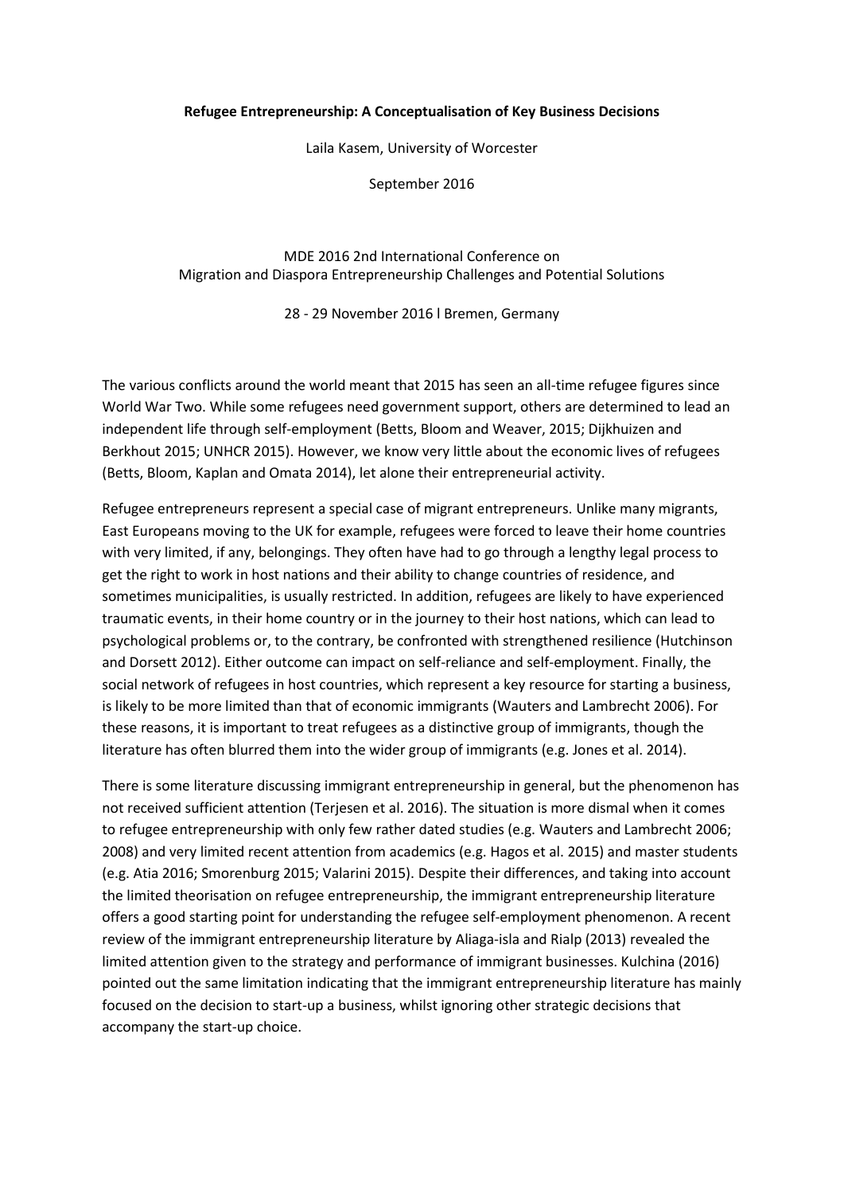**Refugee Entrepreneurship: A Conceptualisation of Key Business Decisions**

Laila Kasem, University of Worcester

September 2016

MDE 2016 2nd International Conference on
Migration and Diaspora Entrepreneurship Challenges and Potential Solutions

28 - 29 November 2016 l Bremen, Germany

The various conflicts around the world meant that 2015 has seen an all-time refugee figures since World War Two. While some refugees need government support, others are determined to lead an independent life through self-employment (Betts, Bloom and Weaver, 2015; Dijkhuizen and Berkhout 2015; UNHCR 2015). However, we know very little about the economic lives of refugees (Betts, Bloom, Kaplan and Omata 2014), let alone their entrepreneurial activity.

Refugee entrepreneurs represent a special case of migrant entrepreneurs. Unlike many migrants, East Europeans moving to the UK for example, refugees were forced to leave their home countries with very limited, if any, belongings. They often have had to go through a lengthy legal process to get the right to work in host nations and their ability to change countries of residence, and sometimes municipalities, is usually restricted. In addition, refugees are likely to have experienced traumatic events, in their home country or in the journey to their host nations, which can lead to psychological problems or, to the contrary, be confronted with strengthened resilience (Hutchinson and Dorsett 2012). Either outcome can impact on self-reliance and self-employment. Finally, the social network of refugees in host countries, which represent a key resource for starting a business, is likely to be more limited than that of economic immigrants (Wauters and Lambrecht 2006). For these reasons, it is important to treat refugees as a distinctive group of immigrants, though the literature has often blurred them into the wider group of immigrants (e.g. Jones et al. 2014).

There is some literature discussing immigrant entrepreneurship in general, but the phenomenon has not received sufficient attention (Terjesen et al. 2016). The situation is more dismal when it comes to refugee entrepreneurship with only few rather dated studies (e.g. Wauters and Lambrecht 2006; 2008) and very limited recent attention from academics (e.g. Hagos et al. 2015) and master students (e.g. Atia 2016; Smorenburg 2015; Valarini 2015). Despite their differences, and taking into account the limited theorisation on refugee entrepreneurship, the immigrant entrepreneurship literature offers a good starting point for understanding the refugee self-employment phenomenon. A recent review of the immigrant entrepreneurship literature by Aliaga-isla and Rialp (2013) revealed the limited attention given to the strategy and performance of immigrant businesses. Kulchina (2016) pointed out the same limitation indicating that the immigrant entrepreneurship literature has mainly focused on the decision to start-up a business, whilst ignoring other strategic decisions that accompany the start-up choice.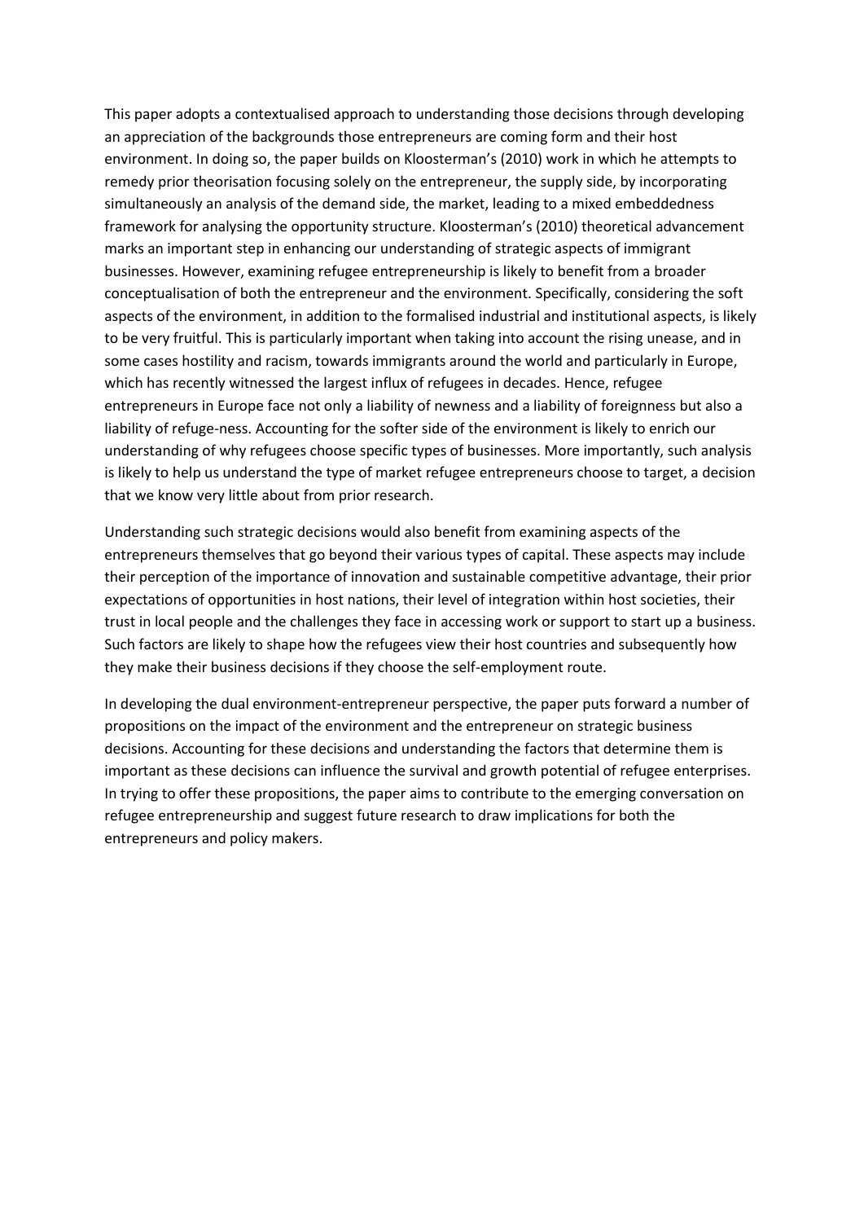This paper adopts a contextualised approach to understanding those decisions through developing an appreciation of the backgrounds those entrepreneurs are coming form and their host environment. In doing so, the paper builds on Kloosterman's (2010) work in which he attempts to remedy prior theorisation focusing solely on the entrepreneur, the supply side, by incorporating simultaneously an analysis of the demand side, the market, leading to a mixed embeddedness framework for analysing the opportunity structure. Kloosterman's (2010) theoretical advancement marks an important step in enhancing our understanding of strategic aspects of immigrant businesses. However, examining refugee entrepreneurship is likely to benefit from a broader conceptualisation of both the entrepreneur and the environment. Specifically, considering the soft aspects of the environment, in addition to the formalised industrial and institutional aspects, is likely to be very fruitful. This is particularly important when taking into account the rising unease, and in some cases hostility and racism, towards immigrants around the world and particularly in Europe, which has recently witnessed the largest influx of refugees in decades. Hence, refugee entrepreneurs in Europe face not only a liability of newness and a liability of foreignness but also a liability of refuge-ness. Accounting for the softer side of the environment is likely to enrich our understanding of why refugees choose specific types of businesses. More importantly, such analysis is likely to help us understand the type of market refugee entrepreneurs choose to target, a decision that we know very little about from prior research.

Understanding such strategic decisions would also benefit from examining aspects of the entrepreneurs themselves that go beyond their various types of capital. These aspects may include their perception of the importance of innovation and sustainable competitive advantage, their prior expectations of opportunities in host nations, their level of integration within host societies, their trust in local people and the challenges they face in accessing work or support to start up a business. Such factors are likely to shape how the refugees view their host countries and subsequently how they make their business decisions if they choose the self-employment route.

In developing the dual environment-entrepreneur perspective, the paper puts forward a number of propositions on the impact of the environment and the entrepreneur on strategic business decisions. Accounting for these decisions and understanding the factors that determine them is important as these decisions can influence the survival and growth potential of refugee enterprises. In trying to offer these propositions, the paper aims to contribute to the emerging conversation on refugee entrepreneurship and suggest future research to draw implications for both the entrepreneurs and policy makers.